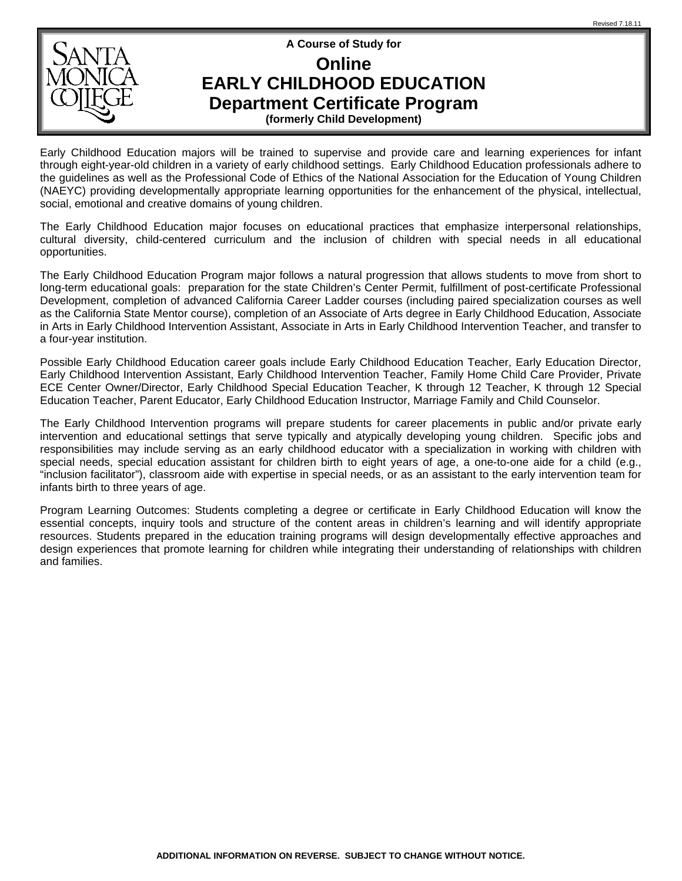Revised 7.18.11

**A Course of Study for**

# Online
# EARLY CHILDHOOD EDUCATION
# Department Certificate Program

**(formerly Child Development)**

Early Childhood Education majors will be trained to supervise and provide care and learning experiences for infant through eight-year-old children in a variety of early childhood settings. Early Childhood Education professionals adhere to the guidelines as well as the Professional Code of Ethics of the National Association for the Education of Young Children (NAEYC) providing developmentally appropriate learning opportunities for the enhancement of the physical, intellectual, social, emotional and creative domains of young children.

The Early Childhood Education major focuses on educational practices that emphasize interpersonal relationships, cultural diversity, child-centered curriculum and the inclusion of children with special needs in all educational opportunities.

The Early Childhood Education Program major follows a natural progression that allows students to move from short to long-term educational goals: preparation for the state Children's Center Permit, fulfillment of post-certificate Professional Development, completion of advanced California Career Ladder courses (including paired specialization courses as well as the California State Mentor course), completion of an Associate of Arts degree in Early Childhood Education, Associate in Arts in Early Childhood Intervention Assistant, Associate in Arts in Early Childhood Intervention Teacher, and transfer to a four-year institution.

Possible Early Childhood Education career goals include Early Childhood Education Teacher, Early Education Director, Early Childhood Intervention Assistant, Early Childhood Intervention Teacher, Family Home Child Care Provider, Private ECE Center Owner/Director, Early Childhood Special Education Teacher, K through 12 Teacher, K through 12 Special Education Teacher, Parent Educator, Early Childhood Education Instructor, Marriage Family and Child Counselor.

The Early Childhood Intervention programs will prepare students for career placements in public and/or private early intervention and educational settings that serve typically and atypically developing young children. Specific jobs and responsibilities may include serving as an early childhood educator with a specialization in working with children with special needs, special education assistant for children birth to eight years of age, a one-to-one aide for a child (e.g., "inclusion facilitator"), classroom aide with expertise in special needs, or as an assistant to the early intervention team for infants birth to three years of age.

Program Learning Outcomes: Students completing a degree or certificate in Early Childhood Education will know the essential concepts, inquiry tools and structure of the content areas in children's learning and will identify appropriate resources. Students prepared in the education training programs will design developmentally effective approaches and design experiences that promote learning for children while integrating their understanding of relationships with children and families.

**ADDITIONAL INFORMATION ON REVERSE. SUBJECT TO CHANGE WITHOUT NOTICE.**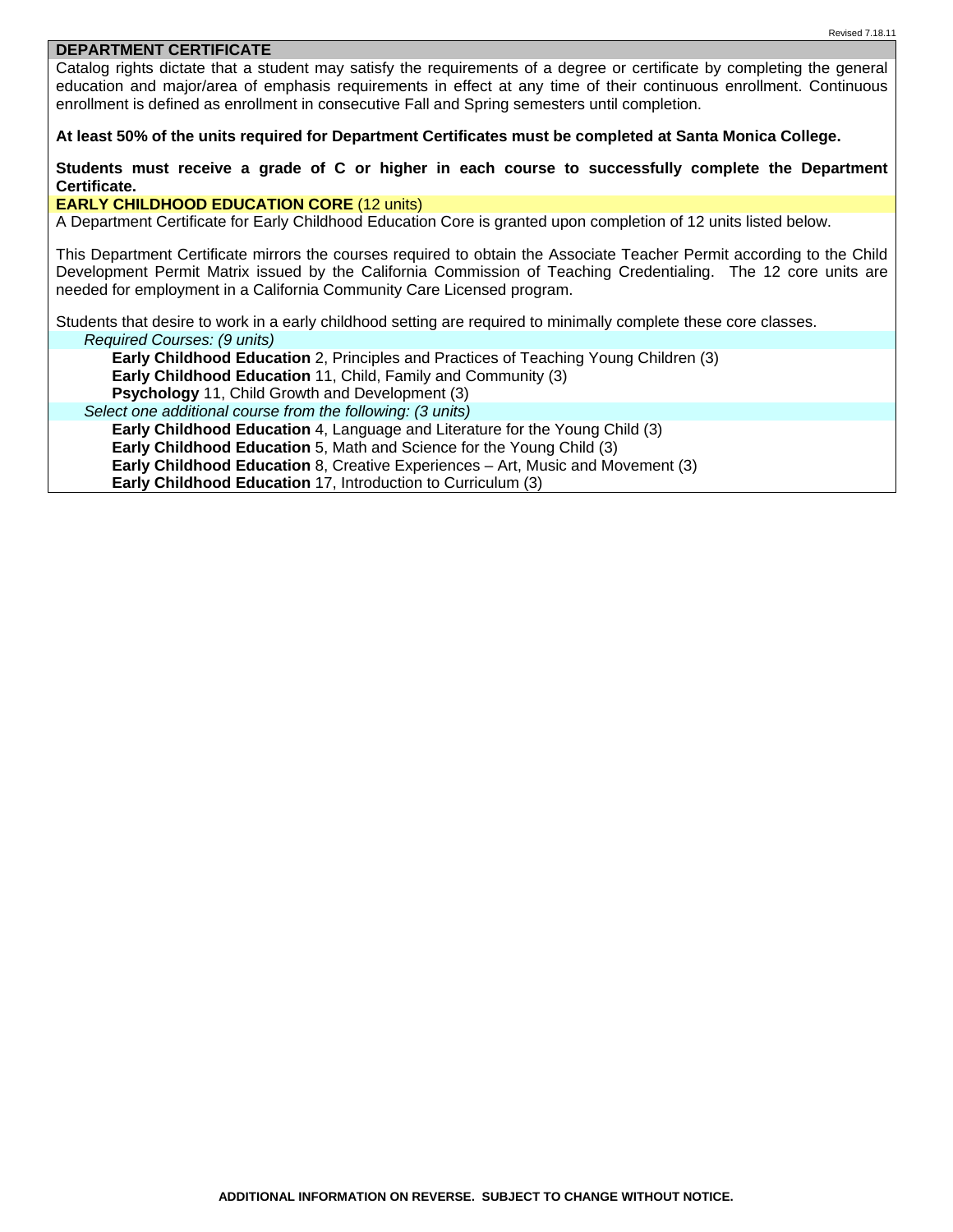## DEPARTMENT CERTIFICATE

Catalog rights dictate that a student may satisfy the requirements of a degree or certificate by completing the general education and major/area of emphasis requirements in effect at any time of their continuous enrollment. Continuous enrollment is defined as enrollment in consecutive Fall and Spring semesters until completion.

**At least 50% of the units required for Department Certificates must be completed at Santa Monica College.**

**Students must receive a grade of C or higher in each course to successfully complete the Department Certificate.**

### EARLY CHILDHOOD EDUCATION CORE (12 units)

A Department Certificate for Early Childhood Education Core is granted upon completion of 12 units listed below.

This Department Certificate mirrors the courses required to obtain the Associate Teacher Permit according to the Child Development Permit Matrix issued by the California Commission of Teaching Credentialing. The 12 core units are needed for employment in a California Community Care Licensed program.

Students that desire to work in a early childhood setting are required to minimally complete these core classes.

*Required Courses: (9 units)*

- **Early Childhood Education** 2, Principles and Practices of Teaching Young Children (3)
- **Early Childhood Education** 11, Child, Family and Community (3)
- **Psychology** 11, Child Growth and Development (3)

*Select one additional course from the following: (3 units)*

- **Early Childhood Education** 4, Language and Literature for the Young Child (3)
- **Early Childhood Education** 5, Math and Science for the Young Child (3)
- **Early Childhood Education** 8, Creative Experiences – Art, Music and Movement (3)
- **Early Childhood Education** 17, Introduction to Curriculum (3)

**ADDITIONAL INFORMATION ON REVERSE. SUBJECT TO CHANGE WITHOUT NOTICE.**